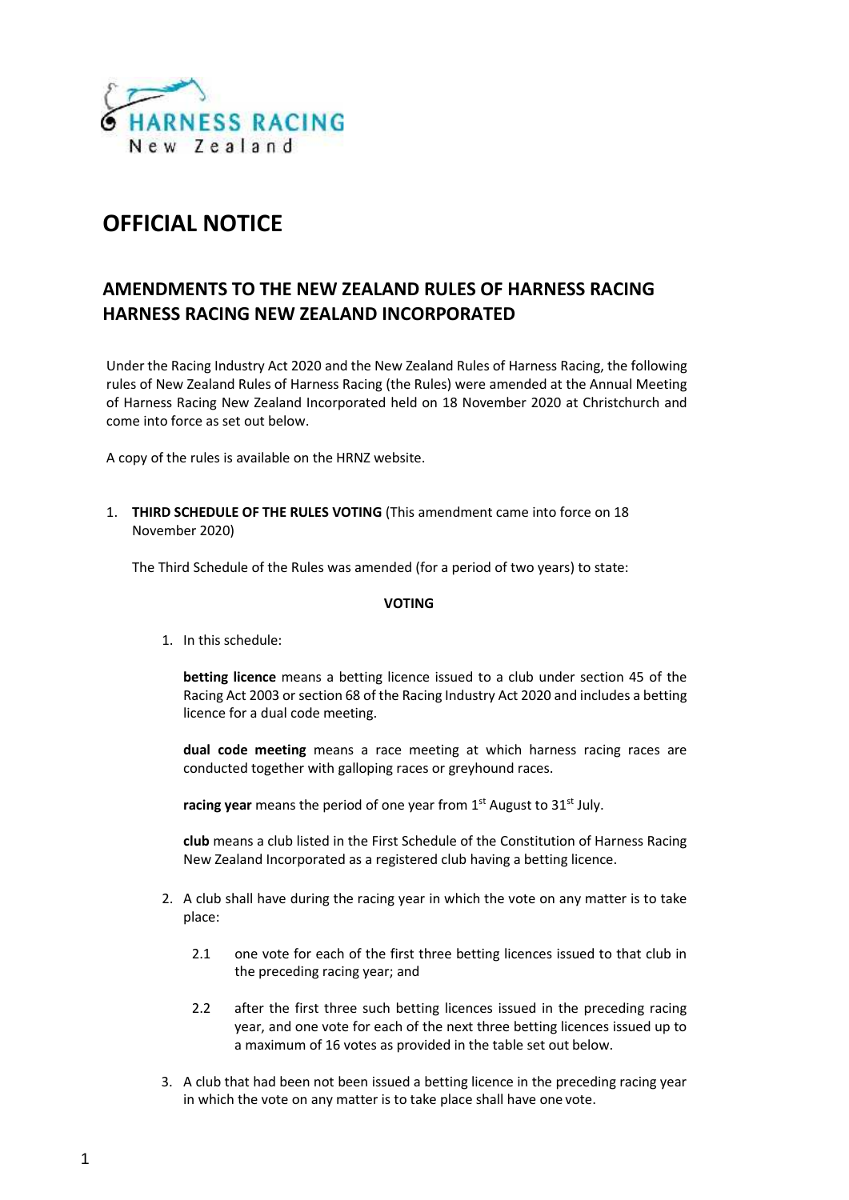# OFFICIAL NOTICE

## AMENDMENTS TO THE NEW ZEALAND RULES OF HARNESS RACING HARNESS RACING NEW ZEALAND INCORPORATED

Under the Racing Industry Act 2020 and the New Zealand Rules of Harness Racing, the following rules of New Zealand Rules of Harness Racing (the Rules) were amended at the Annual Meeting of Harness Racing New Zealand Incorporated held on 18 November 2020 at Christchurch and come into force as set out below.

A copy of the rules is available on the HRNZ website.

1. **THIRD SCHEDULE OF THE RULES VOTING** (This amendment came into force on 18 November 2020)

   The Third Schedule of the Rules was amended (for a period of two years) to state:

   **VOTING**

   1. In this schedule:

      **betting licence** means a betting licence issued to a club under section 45 of the Racing Act 2003 or section 68 of the Racing Industry Act 2020 and includes a betting licence for a dual code meeting.

      **dual code meeting** means a race meeting at which harness racing races are conducted together with galloping races or greyhound races.

      **racing year** means the period of one year from 1st August to 31st July.

      **club** means a club listed in the First Schedule of the Constitution of Harness Racing New Zealand Incorporated as a registered club having a betting licence.

   2. A club shall have during the racing year in which the vote on any matter is to take place:

      2.1 one vote for each of the first three betting licences issued to that club in the preceding racing year; and

      2.2 after the first three such betting licences issued in the preceding racing year, and one vote for each of the next three betting licences issued up to a maximum of 16 votes as provided in the table set out below.

   3. A club that had been not been issued a betting licence in the preceding racing year in which the vote on any matter is to take place shall have one vote.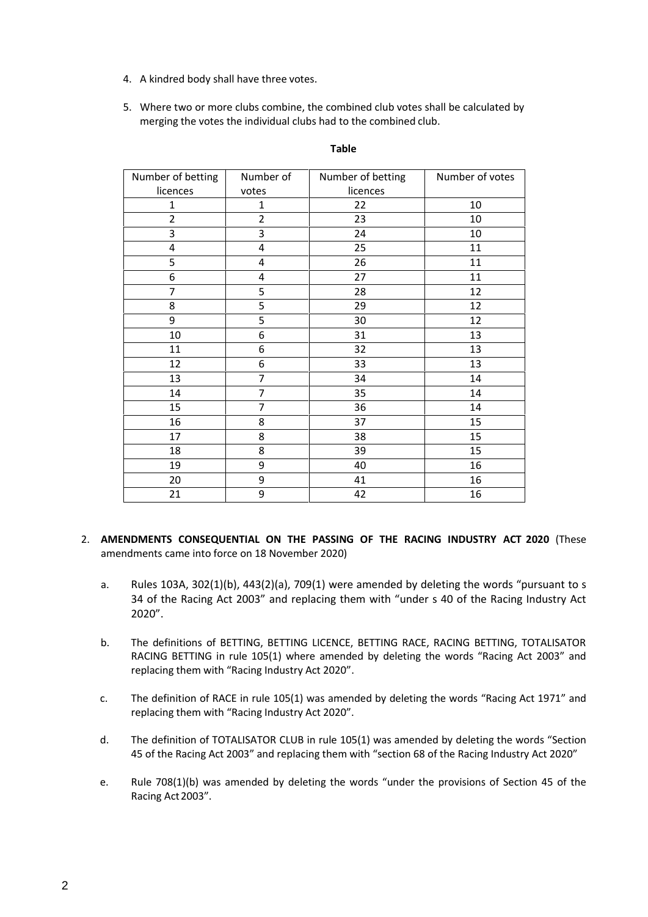4. A kindred body shall have three votes.

5. Where two or more clubs combine, the combined club votes shall be calculated by merging the votes the individual clubs had to the combined club.

**Table**

| Number of betting licences | Number of votes | Number of betting licences | Number of votes |
|---|---|---|---|
| 1 | 1 | 22 | 10 |
| 2 | 2 | 23 | 10 |
| 3 | 3 | 24 | 10 |
| 4 | 4 | 25 | 11 |
| 5 | 4 | 26 | 11 |
| 6 | 4 | 27 | 11 |
| 7 | 5 | 28 | 12 |
| 8 | 5 | 29 | 12 |
| 9 | 5 | 30 | 12 |
| 10 | 6 | 31 | 13 |
| 11 | 6 | 32 | 13 |
| 12 | 6 | 33 | 13 |
| 13 | 7 | 34 | 14 |
| 14 | 7 | 35 | 14 |
| 15 | 7 | 36 | 14 |
| 16 | 8 | 37 | 15 |
| 17 | 8 | 38 | 15 |
| 18 | 8 | 39 | 15 |
| 19 | 9 | 40 | 16 |
| 20 | 9 | 41 | 16 |
| 21 | 9 | 42 | 16 |

2. **AMENDMENTS CONSEQUENTIAL ON THE PASSING OF THE RACING INDUSTRY ACT 2020** (These amendments came into force on 18 November 2020)

   a. Rules 103A, 302(1)(b), 443(2)(a), 709(1) were amended by deleting the words "pursuant to s 34 of the Racing Act 2003" and replacing them with "under s 40 of the Racing Industry Act 2020".

   b. The definitions of BETTING, BETTING LICENCE, BETTING RACE, RACING BETTING, TOTALISATOR RACING BETTING in rule 105(1) where amended by deleting the words "Racing Act 2003" and replacing them with "Racing Industry Act 2020".

   c. The definition of RACE in rule 105(1) was amended by deleting the words "Racing Act 1971" and replacing them with "Racing Industry Act 2020".

   d. The definition of TOTALISATOR CLUB in rule 105(1) was amended by deleting the words "Section 45 of the Racing Act 2003" and replacing them with "section 68 of the Racing Industry Act 2020"

   e. Rule 708(1)(b) was amended by deleting the words "under the provisions of Section 45 of the Racing Act 2003".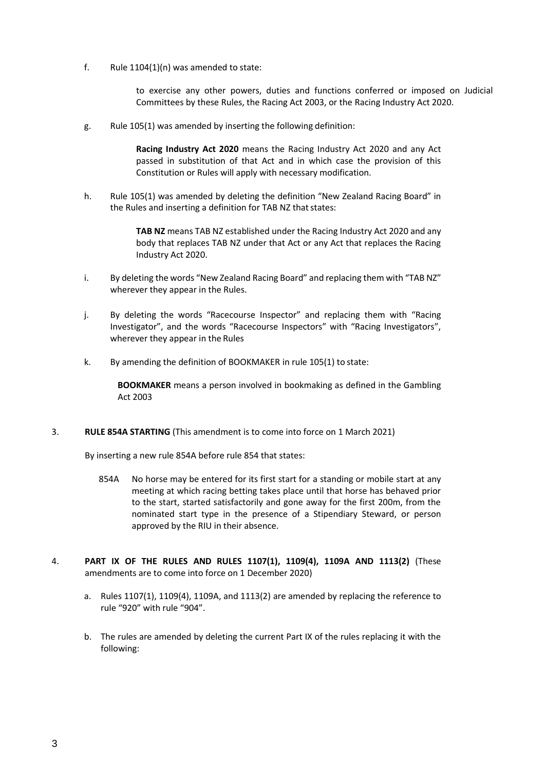f. Rule 1104(1)(n) was amended to state:

> to exercise any other powers, duties and functions conferred or imposed on Judicial Committees by these Rules, the Racing Act 2003, or the Racing Industry Act 2020.

g. Rule 105(1) was amended by inserting the following definition:

> **Racing Industry Act 2020** means the Racing Industry Act 2020 and any Act passed in substitution of that Act and in which case the provision of this Constitution or Rules will apply with necessary modification.

h. Rule 105(1) was amended by deleting the definition "New Zealand Racing Board" in the Rules and inserting a definition for TAB NZ that states:

> **TAB NZ** means TAB NZ established under the Racing Industry Act 2020 and any body that replaces TAB NZ under that Act or any Act that replaces the Racing Industry Act 2020.

i. By deleting the words "New Zealand Racing Board" and replacing them with "TAB NZ" wherever they appear in the Rules.

j. By deleting the words "Racecourse Inspector" and replacing them with "Racing Investigator", and the words "Racecourse Inspectors" with "Racing Investigators", wherever they appear in the Rules

k. By amending the definition of BOOKMAKER in rule 105(1) to state:

> **BOOKMAKER** means a person involved in bookmaking as defined in the Gambling Act 2003

3. **RULE 854A STARTING** (This amendment is to come into force on 1 March 2021)

By inserting a new rule 854A before rule 854 that states:

> 854A No horse may be entered for its first start for a standing or mobile start at any meeting at which racing betting takes place until that horse has behaved prior to the start, started satisfactorily and gone away for the first 200m, from the nominated start type in the presence of a Stipendiary Steward, or person approved by the RIU in their absence.

4. **PART IX OF THE RULES AND RULES 1107(1), 1109(4), 1109A AND 1113(2)** (These amendments are to come into force on 1 December 2020)

a. Rules 1107(1), 1109(4), 1109A, and 1113(2) are amended by replacing the reference to rule "920" with rule "904".

b. The rules are amended by deleting the current Part IX of the rules replacing it with the following: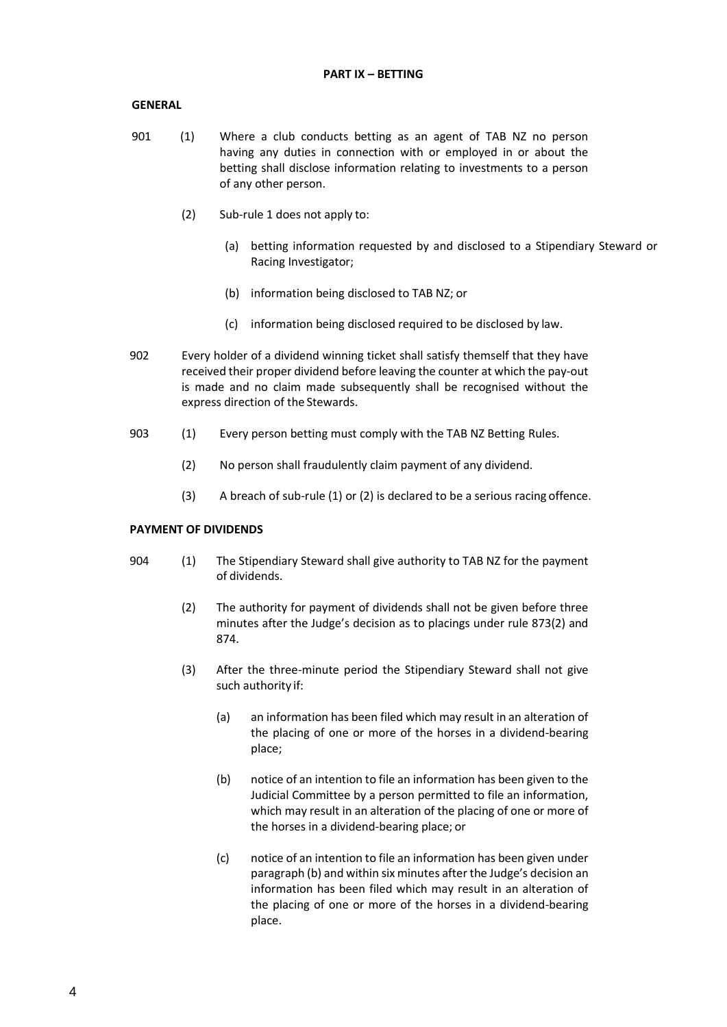## PART IX – BETTING

### GENERAL

901 (1) Where a club conducts betting as an agent of TAB NZ no person having any duties in connection with or employed in or about the betting shall disclose information relating to investments to a person of any other person.

(2) Sub-rule 1 does not apply to:

(a) betting information requested by and disclosed to a Stipendiary Steward or Racing Investigator;

(b) information being disclosed to TAB NZ; or

(c) information being disclosed required to be disclosed by law.

902 Every holder of a dividend winning ticket shall satisfy themself that they have received their proper dividend before leaving the counter at which the pay-out is made and no claim made subsequently shall be recognised without the express direction of the Stewards.

903 (1) Every person betting must comply with the TAB NZ Betting Rules.

(2) No person shall fraudulently claim payment of any dividend.

(3) A breach of sub-rule (1) or (2) is declared to be a serious racing offence.

### PAYMENT OF DIVIDENDS

904 (1) The Stipendiary Steward shall give authority to TAB NZ for the payment of dividends.

(2) The authority for payment of dividends shall not be given before three minutes after the Judge's decision as to placings under rule 873(2) and 874.

(3) After the three-minute period the Stipendiary Steward shall not give such authority if:

(a) an information has been filed which may result in an alteration of the placing of one or more of the horses in a dividend-bearing place;

(b) notice of an intention to file an information has been given to the Judicial Committee by a person permitted to file an information, which may result in an alteration of the placing of one or more of the horses in a dividend-bearing place; or

(c) notice of an intention to file an information has been given under paragraph (b) and within six minutes after the Judge's decision an information has been filed which may result in an alteration of the placing of one or more of the horses in a dividend-bearing place.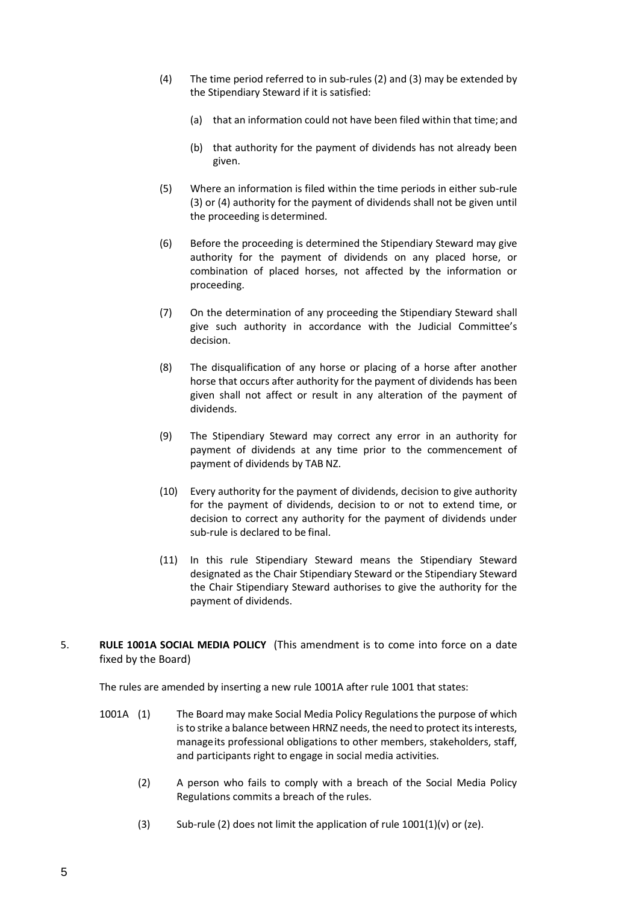(4) The time period referred to in sub-rules (2) and (3) may be extended by the Stipendiary Steward if it is satisfied:

(a) that an information could not have been filed within that time; and

(b) that authority for the payment of dividends has not already been given.

(5) Where an information is filed within the time periods in either sub-rule (3) or (4) authority for the payment of dividends shall not be given until the proceeding is determined.

(6) Before the proceeding is determined the Stipendiary Steward may give authority for the payment of dividends on any placed horse, or combination of placed horses, not affected by the information or proceeding.

(7) On the determination of any proceeding the Stipendiary Steward shall give such authority in accordance with the Judicial Committee's decision.

(8) The disqualification of any horse or placing of a horse after another horse that occurs after authority for the payment of dividends has been given shall not affect or result in any alteration of the payment of dividends.

(9) The Stipendiary Steward may correct any error in an authority for payment of dividends at any time prior to the commencement of payment of dividends by TAB NZ.

(10) Every authority for the payment of dividends, decision to give authority for the payment of dividends, decision to or not to extend time, or decision to correct any authority for the payment of dividends under sub-rule is declared to be final.

(11) In this rule Stipendiary Steward means the Stipendiary Steward designated as the Chair Stipendiary Steward or the Stipendiary Steward the Chair Stipendiary Steward authorises to give the authority for the payment of dividends.

5. **RULE 1001A SOCIAL MEDIA POLICY** (This amendment is to come into force on a date fixed by the Board)

The rules are amended by inserting a new rule 1001A after rule 1001 that states:

1001A (1) The Board may make Social Media Policy Regulations the purpose of which is to strike a balance between HRNZ needs, the need to protect its interests, manage its professional obligations to other members, stakeholders, staff, and participants right to engage in social media activities.

(2) A person who fails to comply with a breach of the Social Media Policy Regulations commits a breach of the rules.

(3) Sub-rule (2) does not limit the application of rule 1001(1)(v) or (ze).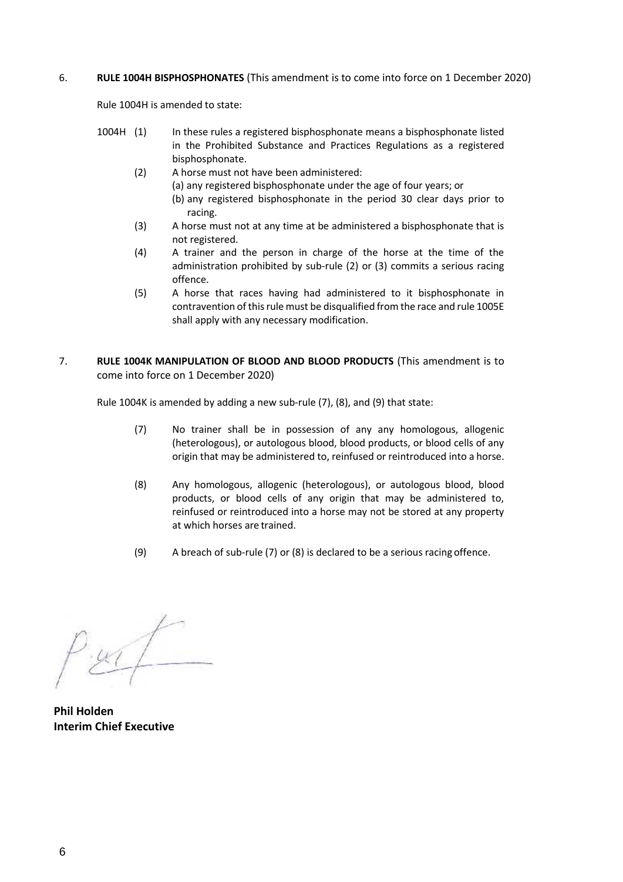6. **RULE 1004H BISPHOSPHONATES** (This amendment is to come into force on 1 December 2020)

Rule 1004H is amended to state:

1004H (1) In these rules a registered bisphosphonate means a bisphosphonate listed in the Prohibited Substance and Practices Regulations as a registered bisphosphonate.

(2) A horse must not have been administered:
   (a) any registered bisphosphonate under the age of four years; or
   (b) any registered bisphosphonate in the period 30 clear days prior to racing.

(3) A horse must not at any time at be administered a bisphosphonate that is not registered.

(4) A trainer and the person in charge of the horse at the time of the administration prohibited by sub-rule (2) or (3) commits a serious racing offence.

(5) A horse that races having had administered to it bisphosphonate in contravention of this rule must be disqualified from the race and rule 1005E shall apply with any necessary modification.

7. **RULE 1004K MANIPULATION OF BLOOD AND BLOOD PRODUCTS** (This amendment is to come into force on 1 December 2020)

Rule 1004K is amended by adding a new sub-rule (7), (8), and (9) that state:

(7) No trainer shall be in possession of any any homologous, allogenic (heterologous), or autologous blood, blood products, or blood cells of any origin that may be administered to, reinfused or reintroduced into a horse.

(8) Any homologous, allogenic (heterologous), or autologous blood, blood products, or blood cells of any origin that may be administered to, reinfused or reintroduced into a horse may not be stored at any property at which horses are trained.

(9) A breach of sub-rule (7) or (8) is declared to be a serious racing offence.

**Phil Holden**
**Interim Chief Executive**